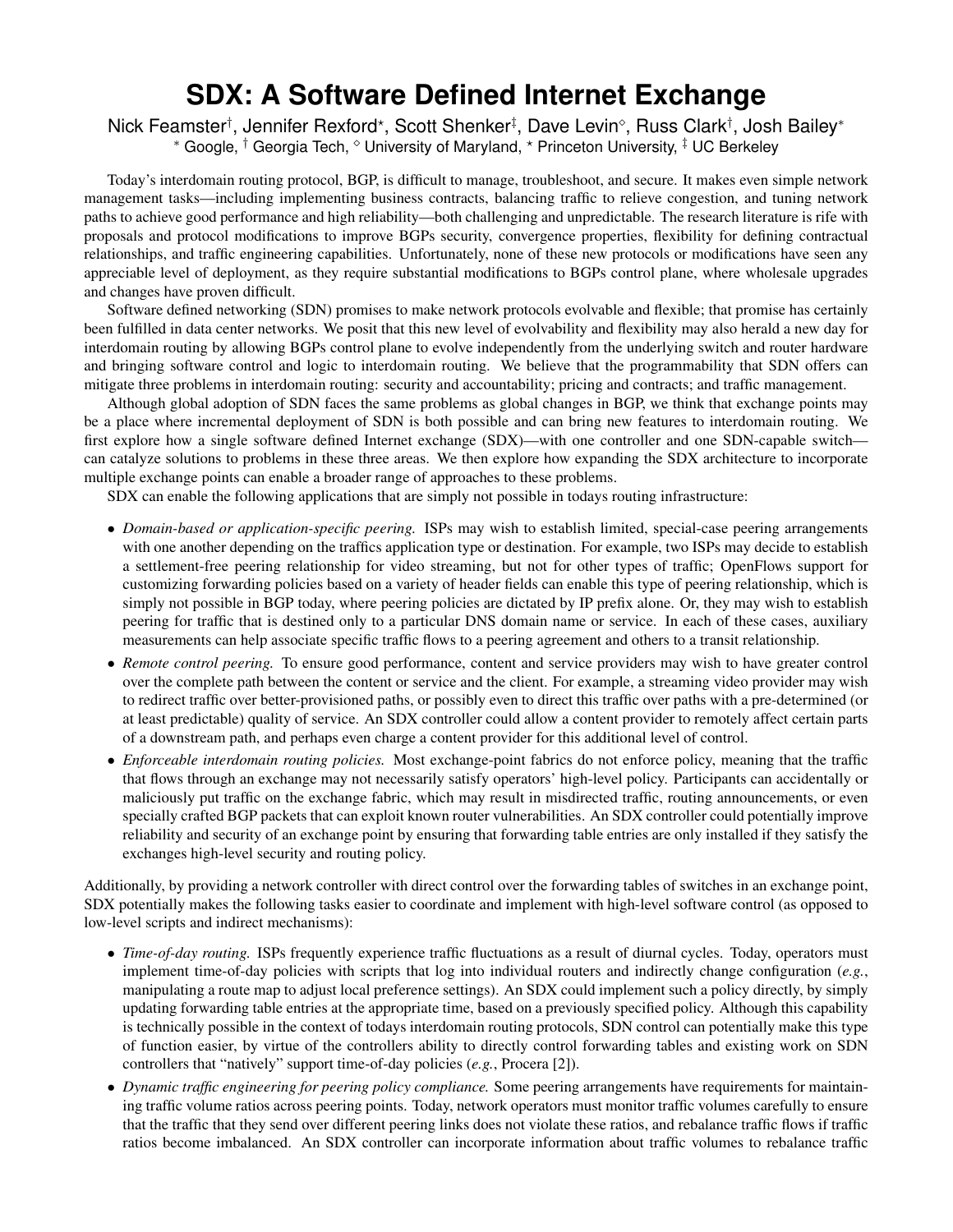# SDX: A Software Defined Internet Exchange

Nick Feamster[†], Jennifer Rexford[⋆], Scott Shenker[‡], Dave Levin[⋄], Russ Clark[†], Josh Bailey[*]

[*] Google, [†] Georgia Tech, [⋄] University of Maryland, [⋆] Princeton University, [‡] UC Berkeley

Today's interdomain routing protocol, BGP, is difficult to manage, troubleshoot, and secure. It makes even simple network management tasks—including implementing business contracts, balancing traffic to relieve congestion, and tuning network paths to achieve good performance and high reliability—both challenging and unpredictable. The research literature is rife with proposals and protocol modifications to improve BGPs security, convergence properties, flexibility for defining contractual relationships, and traffic engineering capabilities. Unfortunately, none of these new protocols or modifications have seen any appreciable level of deployment, as they require substantial modifications to BGPs control plane, where wholesale upgrades and changes have proven difficult.

Software defined networking (SDN) promises to make network protocols evolvable and flexible; that promise has certainly been fulfilled in data center networks. We posit that this new level of evolvability and flexibility may also herald a new day for interdomain routing by allowing BGPs control plane to evolve independently from the underlying switch and router hardware and bringing software control and logic to interdomain routing. We believe that the programmability that SDN offers can mitigate three problems in interdomain routing: security and accountability; pricing and contracts; and traffic management.

Although global adoption of SDN faces the same problems as global changes in BGP, we think that exchange points may be a place where incremental deployment of SDN is both possible and can bring new features to interdomain routing. We first explore how a single software defined Internet exchange (SDX)—with one controller and one SDN-capable switch—can catalyze solutions to problems in these three areas. We then explore how expanding the SDX architecture to incorporate multiple exchange points can enable a broader range of approaches to these problems.

SDX can enable the following applications that are simply not possible in todays routing infrastructure:

- *Domain-based or application-specific peering.* ISPs may wish to establish limited, special-case peering arrangements with one another depending on the traffics application type or destination. For example, two ISPs may decide to establish a settlement-free peering relationship for video streaming, but not for other types of traffic; OpenFlows support for customizing forwarding policies based on a variety of header fields can enable this type of peering relationship, which is simply not possible in BGP today, where peering policies are dictated by IP prefix alone. Or, they may wish to establish peering for traffic that is destined only to a particular DNS domain name or service. In each of these cases, auxiliary measurements can help associate specific traffic flows to a peering agreement and others to a transit relationship.
- *Remote control peering.* To ensure good performance, content and service providers may wish to have greater control over the complete path between the content or service and the client. For example, a streaming video provider may wish to redirect traffic over better-provisioned paths, or possibly even to direct this traffic over paths with a pre-determined (or at least predictable) quality of service. An SDX controller could allow a content provider to remotely affect certain parts of a downstream path, and perhaps even charge a content provider for this additional level of control.
- *Enforceable interdomain routing policies.* Most exchange-point fabrics do not enforce policy, meaning that the traffic that flows through an exchange may not necessarily satisfy operators' high-level policy. Participants can accidentally or maliciously put traffic on the exchange fabric, which may result in misdirected traffic, routing announcements, or even specially crafted BGP packets that can exploit known router vulnerabilities. An SDX controller could potentially improve reliability and security of an exchange point by ensuring that forwarding table entries are only installed if they satisfy the exchanges high-level security and routing policy.

Additionally, by providing a network controller with direct control over the forwarding tables of switches in an exchange point, SDX potentially makes the following tasks easier to coordinate and implement with high-level software control (as opposed to low-level scripts and indirect mechanisms):

- *Time-of-day routing.* ISPs frequently experience traffic fluctuations as a result of diurnal cycles. Today, operators must implement time-of-day policies with scripts that log into individual routers and indirectly change configuration (*e.g.*, manipulating a route map to adjust local preference settings). An SDX could implement such a policy directly, by simply updating forwarding table entries at the appropriate time, based on a previously specified policy. Although this capability is technically possible in the context of todays interdomain routing protocols, SDN control can potentially make this type of function easier, by virtue of the controllers ability to directly control forwarding tables and existing work on SDN controllers that "natively" support time-of-day policies (*e.g.*, Procera [2]).
- *Dynamic traffic engineering for peering policy compliance.* Some peering arrangements have requirements for maintaining traffic volume ratios across peering points. Today, network operators must monitor traffic volumes carefully to ensure that the traffic that they send over different peering links does not violate these ratios, and rebalance traffic flows if traffic ratios become imbalanced. An SDX controller can incorporate information about traffic volumes to rebalance traffic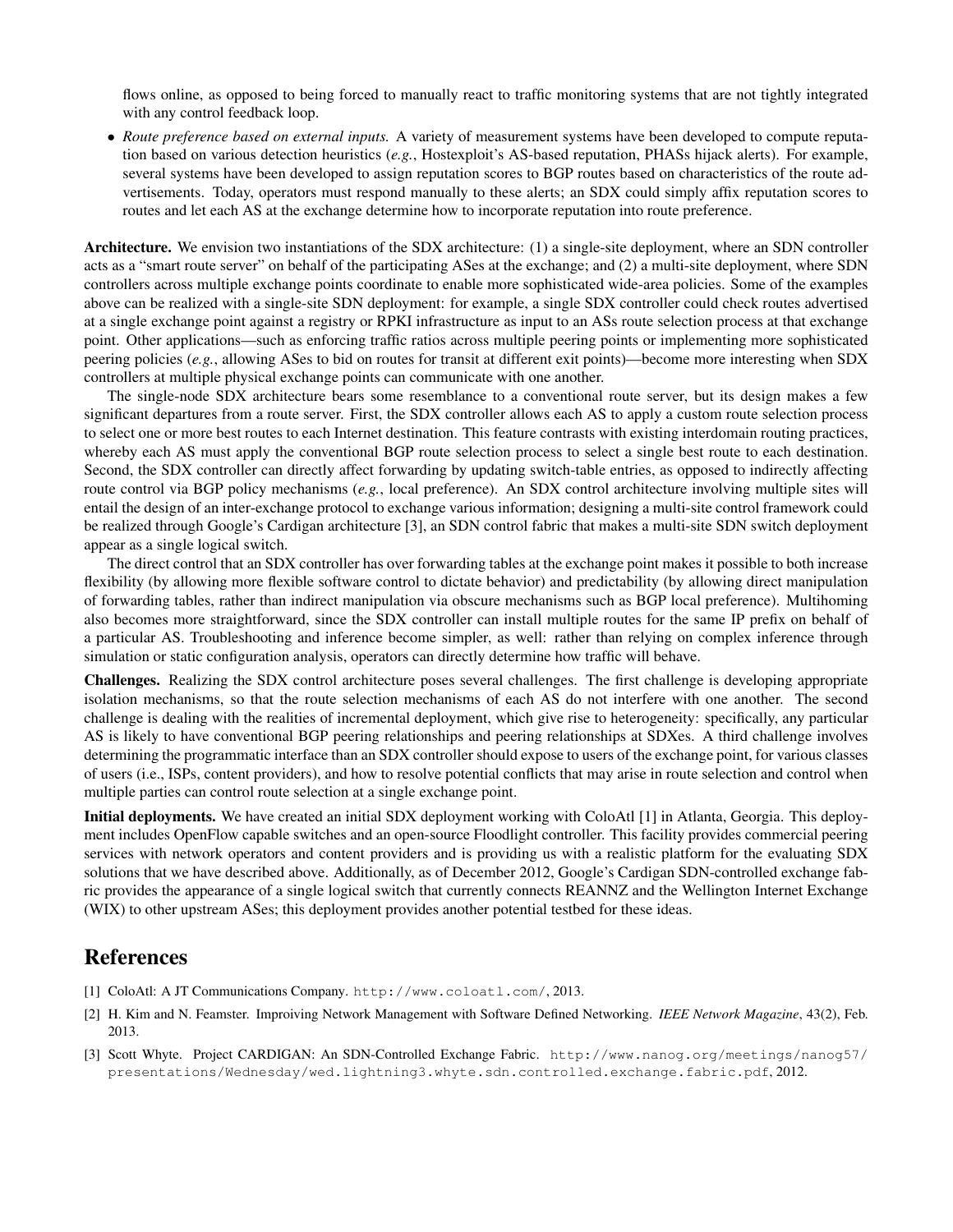flows online, as opposed to being forced to manually react to traffic monitoring systems that are not tightly integrated with any control feedback loop.

- *Route preference based on external inputs.* A variety of measurement systems have been developed to compute reputation based on various detection heuristics (*e.g.*, Hostexploit's AS-based reputation, PHASs hijack alerts). For example, several systems have been developed to assign reputation scores to BGP routes based on characteristics of the route advertisements. Today, operators must respond manually to these alerts; an SDX could simply affix reputation scores to routes and let each AS at the exchange determine how to incorporate reputation into route preference.

**Architecture.** We envision two instantiations of the SDX architecture: (1) a single-site deployment, where an SDN controller acts as a "smart route server" on behalf of the participating ASes at the exchange; and (2) a multi-site deployment, where SDN controllers across multiple exchange points coordinate to enable more sophisticated wide-area policies. Some of the examples above can be realized with a single-site SDN deployment: for example, a single SDX controller could check routes advertised at a single exchange point against a registry or RPKI infrastructure as input to an ASs route selection process at that exchange point. Other applications—such as enforcing traffic ratios across multiple peering points or implementing more sophisticated peering policies (*e.g.*, allowing ASes to bid on routes for transit at different exit points)—become more interesting when SDX controllers at multiple physical exchange points can communicate with one another.

The single-node SDX architecture bears some resemblance to a conventional route server, but its design makes a few significant departures from a route server. First, the SDX controller allows each AS to apply a custom route selection process to select one or more best routes to each Internet destination. This feature contrasts with existing interdomain routing practices, whereby each AS must apply the conventional BGP route selection process to select a single best route to each destination. Second, the SDX controller can directly affect forwarding by updating switch-table entries, as opposed to indirectly affecting route control via BGP policy mechanisms (*e.g.*, local preference). An SDX control architecture involving multiple sites will entail the design of an inter-exchange protocol to exchange various information; designing a multi-site control framework could be realized through Google's Cardigan architecture [3], an SDN control fabric that makes a multi-site SDN switch deployment appear as a single logical switch.

The direct control that an SDX controller has over forwarding tables at the exchange point makes it possible to both increase flexibility (by allowing more flexible software control to dictate behavior) and predictability (by allowing direct manipulation of forwarding tables, rather than indirect manipulation via obscure mechanisms such as BGP local preference). Multihoming also becomes more straightforward, since the SDX controller can install multiple routes for the same IP prefix on behalf of a particular AS. Troubleshooting and inference become simpler, as well: rather than relying on complex inference through simulation or static configuration analysis, operators can directly determine how traffic will behave.

**Challenges.** Realizing the SDX control architecture poses several challenges. The first challenge is developing appropriate isolation mechanisms, so that the route selection mechanisms of each AS do not interfere with one another. The second challenge is dealing with the realities of incremental deployment, which give rise to heterogeneity: specifically, any particular AS is likely to have conventional BGP peering relationships and peering relationships at SDXes. A third challenge involves determining the programmatic interface than an SDX controller should expose to users of the exchange point, for various classes of users (i.e., ISPs, content providers), and how to resolve potential conflicts that may arise in route selection and control when multiple parties can control route selection at a single exchange point.

**Initial deployments.** We have created an initial SDX deployment working with ColoAtl [1] in Atlanta, Georgia. This deployment includes OpenFlow capable switches and an open-source Floodlight controller. This facility provides commercial peering services with network operators and content providers and is providing us with a realistic platform for the evaluating SDX solutions that we have described above. Additionally, as of December 2012, Google's Cardigan SDN-controlled exchange fabric provides the appearance of a single logical switch that currently connects REANNZ and the Wellington Internet Exchange (WIX) to other upstream ASes; this deployment provides another potential testbed for these ideas.

# References

[1] ColoAtl: A JT Communications Company. http://www.coloatl.com/, 2013.

[2] H. Kim and N. Feamster. Improiving Network Management with Software Defined Networking. *IEEE Network Magazine*, 43(2), Feb. 2013.

[3] Scott Whyte. Project CARDIGAN: An SDN-Controlled Exchange Fabric. http://www.nanog.org/meetings/nanog57/presentations/Wednesday/wed.lightning3.whyte.sdn.controlled.exchange.fabric.pdf, 2012.